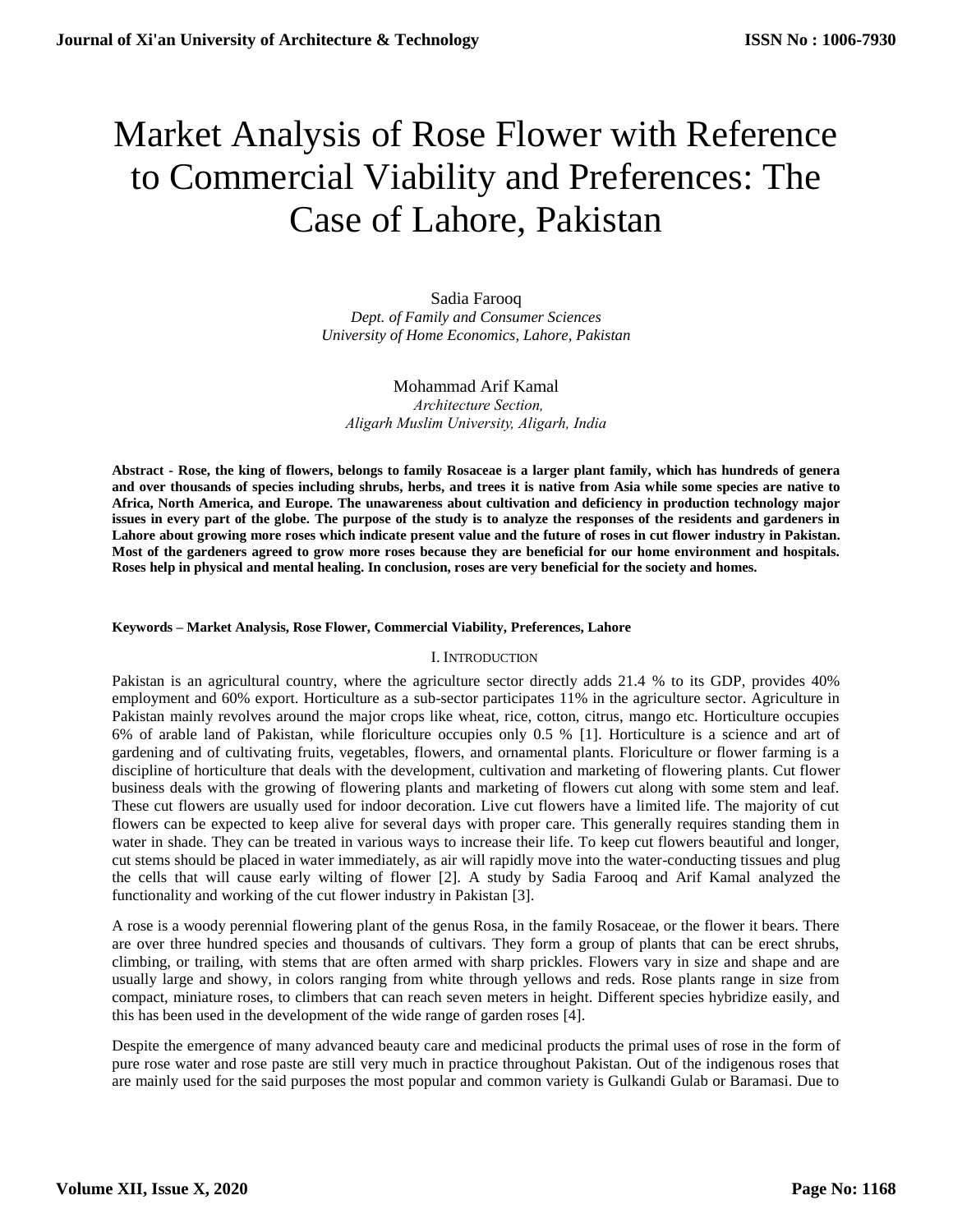# Market Analysis of Rose Flower with Reference to Commercial Viability and Preferences: The Case of Lahore, Pakistan

Sadia Farooq
*Dept. of Family and Consumer Sciences*
*University of Home Economics, Lahore, Pakistan*

Mohammad Arif Kamal
*Architecture Section,*
*Aligarh Muslim University, Aligarh, India*

**Abstract - Rose, the king of flowers, belongs to family Rosaceae is a larger plant family, which has hundreds of genera and over thousands of species including shrubs, herbs, and trees it is native from Asia while some species are native to Africa, North America, and Europe. The unawareness about cultivation and deficiency in production technology major issues in every part of the globe. The purpose of the study is to analyze the responses of the residents and gardeners in Lahore about growing more roses which indicate present value and the future of roses in cut flower industry in Pakistan. Most of the gardeners agreed to grow more roses because they are beneficial for our home environment and hospitals. Roses help in physical and mental healing. In conclusion, roses are very beneficial for the society and homes.**

**Keywords – Market Analysis, Rose Flower, Commercial Viability, Preferences, Lahore**

## I. Introduction

Pakistan is an agricultural country, where the agriculture sector directly adds 21.4 % to its GDP, provides 40% employment and 60% export. Horticulture as a sub-sector participates 11% in the agriculture sector. Agriculture in Pakistan mainly revolves around the major crops like wheat, rice, cotton, citrus, mango etc. Horticulture occupies 6% of arable land of Pakistan, while floriculture occupies only 0.5 % [1]. Horticulture is a science and art of gardening and of cultivating fruits, vegetables, flowers, and ornamental plants. Floriculture or flower farming is a discipline of horticulture that deals with the development, cultivation and marketing of flowering plants. Cut flower business deals with the growing of flowering plants and marketing of flowers cut along with some stem and leaf. These cut flowers are usually used for indoor decoration. Live cut flowers have a limited life. The majority of cut flowers can be expected to keep alive for several days with proper care. This generally requires standing them in water in shade. They can be treated in various ways to increase their life. To keep cut flowers beautiful and longer, cut stems should be placed in water immediately, as air will rapidly move into the water-conducting tissues and plug the cells that will cause early wilting of flower [2]. A study by Sadia Farooq and Arif Kamal analyzed the functionality and working of the cut flower industry in Pakistan [3].

A rose is a woody perennial flowering plant of the genus Rosa, in the family Rosaceae, or the flower it bears. There are over three hundred species and thousands of cultivars. They form a group of plants that can be erect shrubs, climbing, or trailing, with stems that are often armed with sharp prickles. Flowers vary in size and shape and are usually large and showy, in colors ranging from white through yellows and reds. Rose plants range in size from compact, miniature roses, to climbers that can reach seven meters in height. Different species hybridize easily, and this has been used in the development of the wide range of garden roses [4].

Despite the emergence of many advanced beauty care and medicinal products the primal uses of rose in the form of pure rose water and rose paste are still very much in practice throughout Pakistan. Out of the indigenous roses that are mainly used for the said purposes the most popular and common variety is Gulkandi Gulab or Baramasi. Due to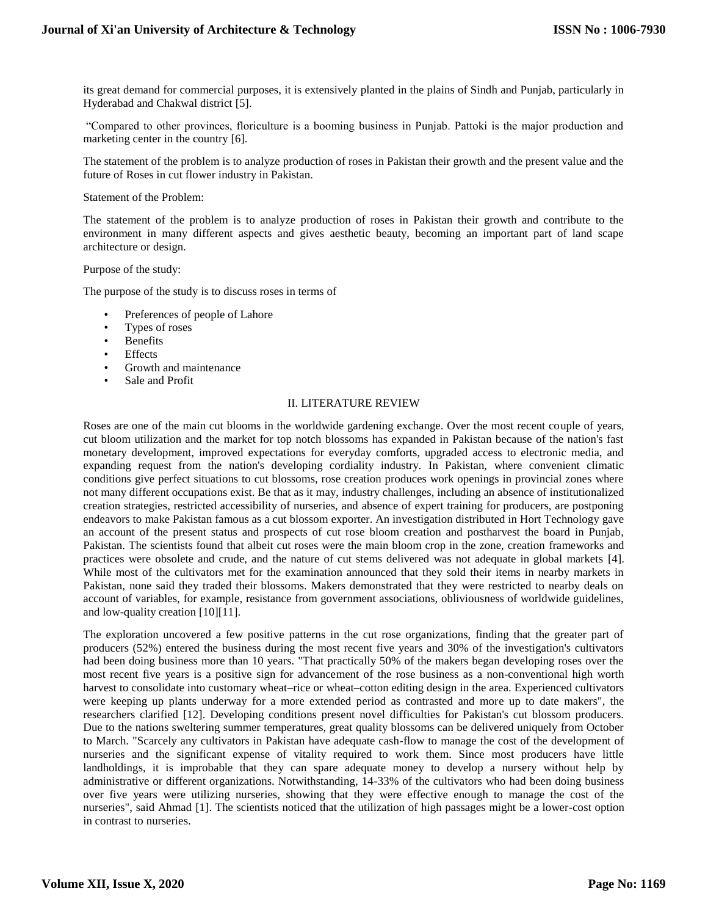its great demand for commercial purposes, it is extensively planted in the plains of Sindh and Punjab, particularly in Hyderabad and Chakwal district [5].

"Compared to other provinces, floriculture is a booming business in Punjab. Pattoki is the major production and marketing center in the country [6].

The statement of the problem is to analyze production of roses in Pakistan their growth and the present value and the future of Roses in cut flower industry in Pakistan.

Statement of the Problem:

The statement of the problem is to analyze production of roses in Pakistan their growth and contribute to the environment in many different aspects and gives aesthetic beauty, becoming an important part of land scape architecture or design.

Purpose of the study:

The purpose of the study is to discuss roses in terms of

- Preferences of people of Lahore
- Types of roses
- Benefits
- Effects
- Growth and maintenance
- Sale and Profit

## II. LITERATURE REVIEW

Roses are one of the main cut blooms in the worldwide gardening exchange. Over the most recent couple of years, cut bloom utilization and the market for top notch blossoms has expanded in Pakistan because of the nation's fast monetary development, improved expectations for everyday comforts, upgraded access to electronic media, and expanding request from the nation's developing cordiality industry. In Pakistan, where convenient climatic conditions give perfect situations to cut blossoms, rose creation produces work openings in provincial zones where not many different occupations exist. Be that as it may, industry challenges, including an absence of institutionalized creation strategies, restricted accessibility of nurseries, and absence of expert training for producers, are postponing endeavors to make Pakistan famous as a cut blossom exporter. An investigation distributed in Hort Technology gave an account of the present status and prospects of cut rose bloom creation and postharvest the board in Punjab, Pakistan. The scientists found that albeit cut roses were the main bloom crop in the zone, creation frameworks and practices were obsolete and crude, and the nature of cut stems delivered was not adequate in global markets [4]. While most of the cultivators met for the examination announced that they sold their items in nearby markets in Pakistan, none said they traded their blossoms. Makers demonstrated that they were restricted to nearby deals on account of variables, for example, resistance from government associations, obliviousness of worldwide guidelines, and low-quality creation [10][11].

The exploration uncovered a few positive patterns in the cut rose organizations, finding that the greater part of producers (52%) entered the business during the most recent five years and 30% of the investigation's cultivators had been doing business more than 10 years. "That practically 50% of the makers began developing roses over the most recent five years is a positive sign for advancement of the rose business as a non-conventional high worth harvest to consolidate into customary wheat–rice or wheat–cotton editing design in the area. Experienced cultivators were keeping up plants underway for a more extended period as contrasted and more up to date makers", the researchers clarified [12]. Developing conditions present novel difficulties for Pakistan's cut blossom producers. Due to the nations sweltering summer temperatures, great quality blossoms can be delivered uniquely from October to March. "Scarcely any cultivators in Pakistan have adequate cash-flow to manage the cost of the development of nurseries and the significant expense of vitality required to work them. Since most producers have little landholdings, it is improbable that they can spare adequate money to develop a nursery without help by administrative or different organizations. Notwithstanding, 14-33% of the cultivators who had been doing business over five years were utilizing nurseries, showing that they were effective enough to manage the cost of the nurseries", said Ahmad [1]. The scientists noticed that the utilization of high passages might be a lower-cost option in contrast to nurseries.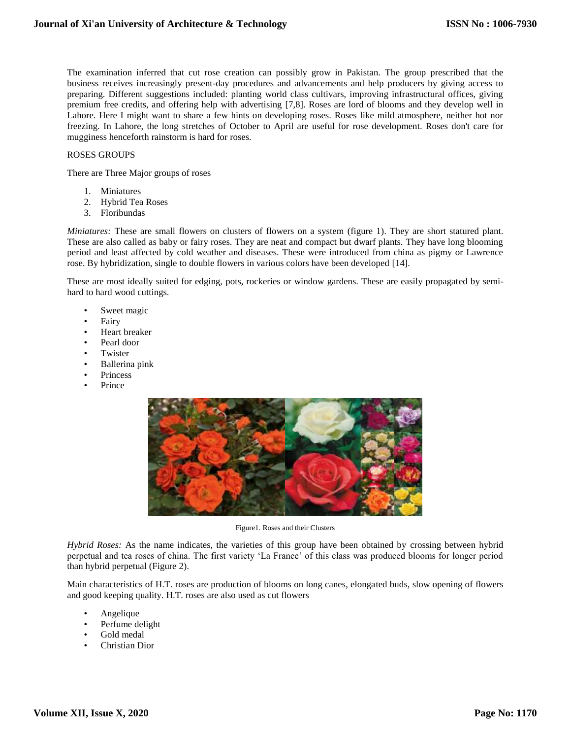The examination inferred that cut rose creation can possibly grow in Pakistan. The group prescribed that the business receives increasingly present-day procedures and advancements and help producers by giving access to preparing. Different suggestions included: planting world class cultivars, improving infrastructural offices, giving premium free credits, and offering help with advertising [7,8]. Roses are lord of blooms and they develop well in Lahore. Here I might want to share a few hints on developing roses. Roses like mild atmosphere, neither hot nor freezing. In Lahore, the long stretches of October to April are useful for rose development. Roses don't care for mugginess henceforth rainstorm is hard for roses.

ROSES GROUPS

There are Three Major groups of roses

1. Miniatures
2. Hybrid Tea Roses
3. Floribundas

*Miniatures:* These are small flowers on clusters of flowers on a system (figure 1). They are short statured plant. These are also called as baby or fairy roses. They are neat and compact but dwarf plants. They have long blooming period and least affected by cold weather and diseases. These were introduced from china as pigmy or Lawrence rose. By hybridization, single to double flowers in various colors have been developed [14].

These are most ideally suited for edging, pots, rockeries or window gardens. These are easily propagated by semi-hard to hard wood cuttings.

- Sweet magic
- Fairy
- Heart breaker
- Pearl door
- Twister
- Ballerina pink
- Princess
- Prince

Figure1. Roses and their Clusters

*Hybrid Roses:* As the name indicates, the varieties of this group have been obtained by crossing between hybrid perpetual and tea roses of china. The first variety 'La France' of this class was produced blooms for longer period than hybrid perpetual (Figure 2).

Main characteristics of H.T. roses are production of blooms on long canes, elongated buds, slow opening of flowers and good keeping quality. H.T. roses are also used as cut flowers

- Angelique
- Perfume delight
- Gold medal
- Christian Dior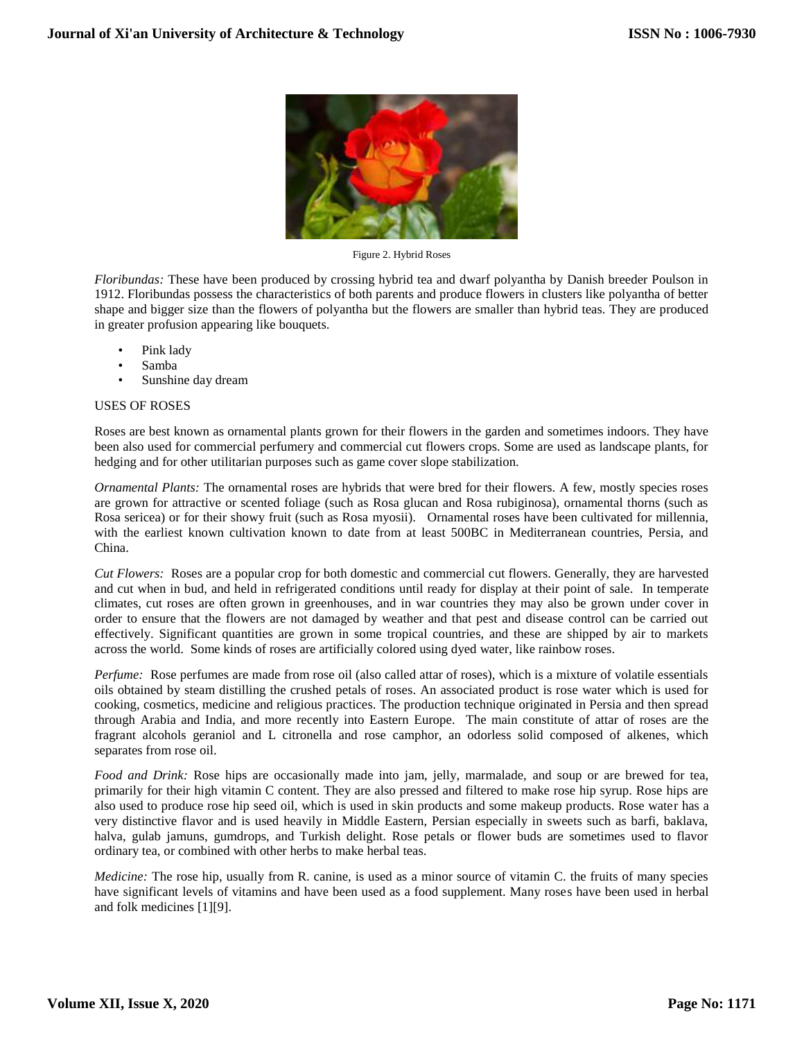Figure 2. Hybrid Roses

*Floribundas:* These have been produced by crossing hybrid tea and dwarf polyantha by Danish breeder Poulson in 1912. Floribundas possess the characteristics of both parents and produce flowers in clusters like polyantha of better shape and bigger size than the flowers of polyantha but the flowers are smaller than hybrid teas. They are produced in greater profusion appearing like bouquets.

- Pink lady
- Samba
- Sunshine day dream

USES OF ROSES

Roses are best known as ornamental plants grown for their flowers in the garden and sometimes indoors. They have been also used for commercial perfumery and commercial cut flowers crops. Some are used as landscape plants, for hedging and for other utilitarian purposes such as game cover slope stabilization.

*Ornamental Plants:* The ornamental roses are hybrids that were bred for their flowers. A few, mostly species roses are grown for attractive or scented foliage (such as Rosa glucan and Rosa rubiginosa), ornamental thorns (such as Rosa sericea) or for their showy fruit (such as Rosa myosii). Ornamental roses have been cultivated for millennia, with the earliest known cultivation known to date from at least 500BC in Mediterranean countries, Persia, and China.

*Cut Flowers:* Roses are a popular crop for both domestic and commercial cut flowers. Generally, they are harvested and cut when in bud, and held in refrigerated conditions until ready for display at their point of sale. In temperate climates, cut roses are often grown in greenhouses, and in war countries they may also be grown under cover in order to ensure that the flowers are not damaged by weather and that pest and disease control can be carried out effectively. Significant quantities are grown in some tropical countries, and these are shipped by air to markets across the world. Some kinds of roses are artificially colored using dyed water, like rainbow roses.

*Perfume:* Rose perfumes are made from rose oil (also called attar of roses), which is a mixture of volatile essentials oils obtained by steam distilling the crushed petals of roses. An associated product is rose water which is used for cooking, cosmetics, medicine and religious practices. The production technique originated in Persia and then spread through Arabia and India, and more recently into Eastern Europe. The main constitute of attar of roses are the fragrant alcohols geraniol and L citronella and rose camphor, an odorless solid composed of alkenes, which separates from rose oil.

*Food and Drink:* Rose hips are occasionally made into jam, jelly, marmalade, and soup or are brewed for tea, primarily for their high vitamin C content. They are also pressed and filtered to make rose hip syrup. Rose hips are also used to produce rose hip seed oil, which is used in skin products and some makeup products. Rose water has a very distinctive flavor and is used heavily in Middle Eastern, Persian especially in sweets such as barfi, baklava, halva, gulab jamuns, gumdrops, and Turkish delight. Rose petals or flower buds are sometimes used to flavor ordinary tea, or combined with other herbs to make herbal teas.

*Medicine:* The rose hip, usually from R. canine, is used as a minor source of vitamin C. the fruits of many species have significant levels of vitamins and have been used as a food supplement. Many roses have been used in herbal and folk medicines [1][9].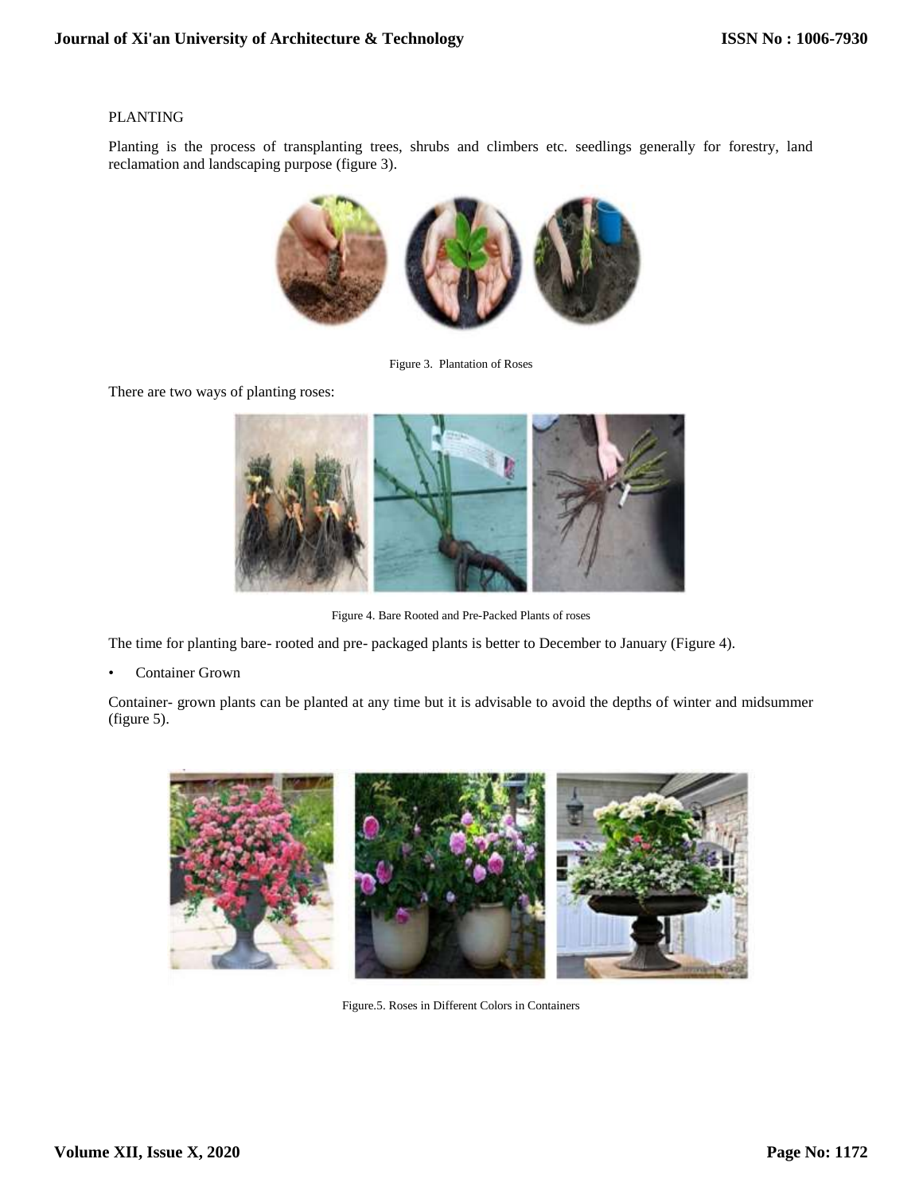PLANTING

Planting is the process of transplanting trees, shrubs and climbers etc. seedlings generally for forestry, land reclamation and landscaping purpose (figure 3).

Figure 3. Plantation of Roses

There are two ways of planting roses:

Figure 4. Bare Rooted and Pre-Packed Plants of roses

The time for planting bare- rooted and pre- packaged plants is better to December to January (Figure 4).

- Container Grown

Container- grown plants can be planted at any time but it is advisable to avoid the depths of winter and midsummer (figure 5).

Figure.5. Roses in Different Colors in Containers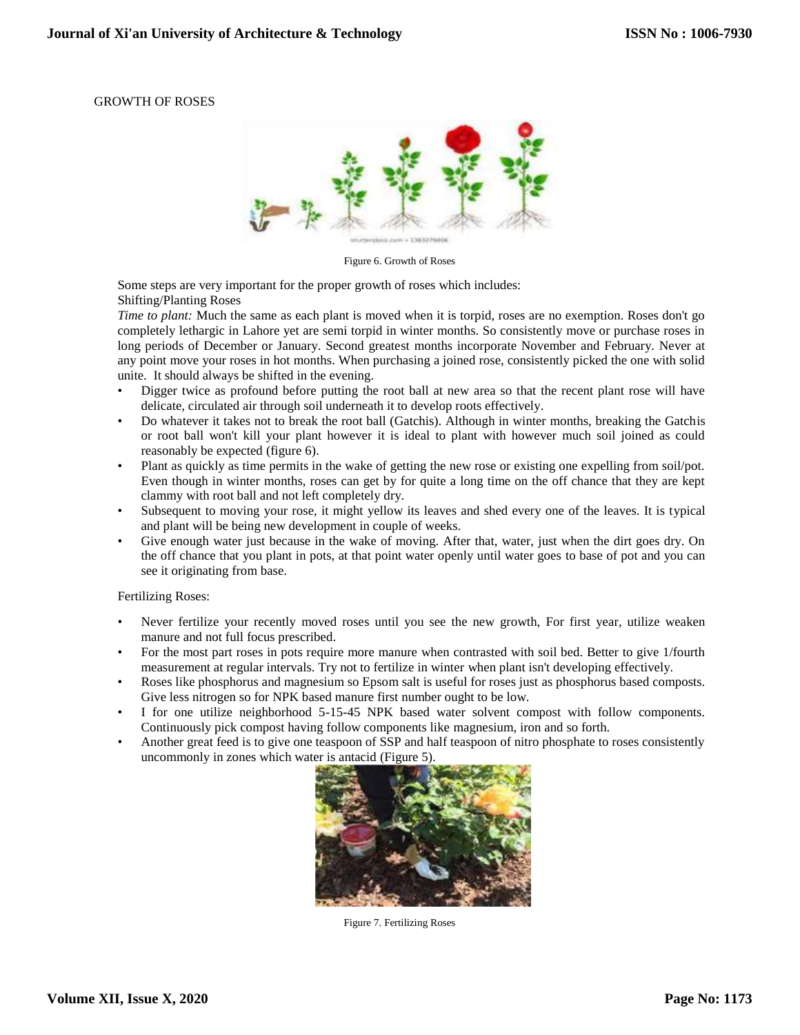GROWTH OF ROSES

Figure 6. Growth of Roses

Some steps are very important for the proper growth of roses which includes:

Shifting/Planting Roses

*Time to plant:* Much the same as each plant is moved when it is torpid, roses are no exemption. Roses don't go completely lethargic in Lahore yet are semi torpid in winter months. So consistently move or purchase roses in long periods of December or January. Second greatest months incorporate November and February. Never at any point move your roses in hot months. When purchasing a joined rose, consistently picked the one with solid unite. It should always be shifted in the evening.

- Digger twice as profound before putting the root ball at new area so that the recent plant rose will have delicate, circulated air through soil underneath it to develop roots effectively.
- Do whatever it takes not to break the root ball (Gatchis). Although in winter months, breaking the Gatchis or root ball won't kill your plant however it is ideal to plant with however much soil joined as could reasonably be expected (figure 6).
- Plant as quickly as time permits in the wake of getting the new rose or existing one expelling from soil/pot. Even though in winter months, roses can get by for quite a long time on the off chance that they are kept clammy with root ball and not left completely dry.
- Subsequent to moving your rose, it might yellow its leaves and shed every one of the leaves. It is typical and plant will be being new development in couple of weeks.
- Give enough water just because in the wake of moving. After that, water, just when the dirt goes dry. On the off chance that you plant in pots, at that point water openly until water goes to base of pot and you can see it originating from base.

Fertilizing Roses:

- Never fertilize your recently moved roses until you see the new growth, For first year, utilize weaken manure and not full focus prescribed.
- For the most part roses in pots require more manure when contrasted with soil bed. Better to give 1/fourth measurement at regular intervals. Try not to fertilize in winter when plant isn't developing effectively.
- Roses like phosphorus and magnesium so Epsom salt is useful for roses just as phosphorus based composts. Give less nitrogen so for NPK based manure first number ought to be low.
- I for one utilize neighborhood 5-15-45 NPK based water solvent compost with follow components. Continuously pick compost having follow components like magnesium, iron and so forth.
- Another great feed is to give one teaspoon of SSP and half teaspoon of nitro phosphate to roses consistently uncommonly in zones which water is antacid (Figure 5).

Figure 7. Fertilizing Roses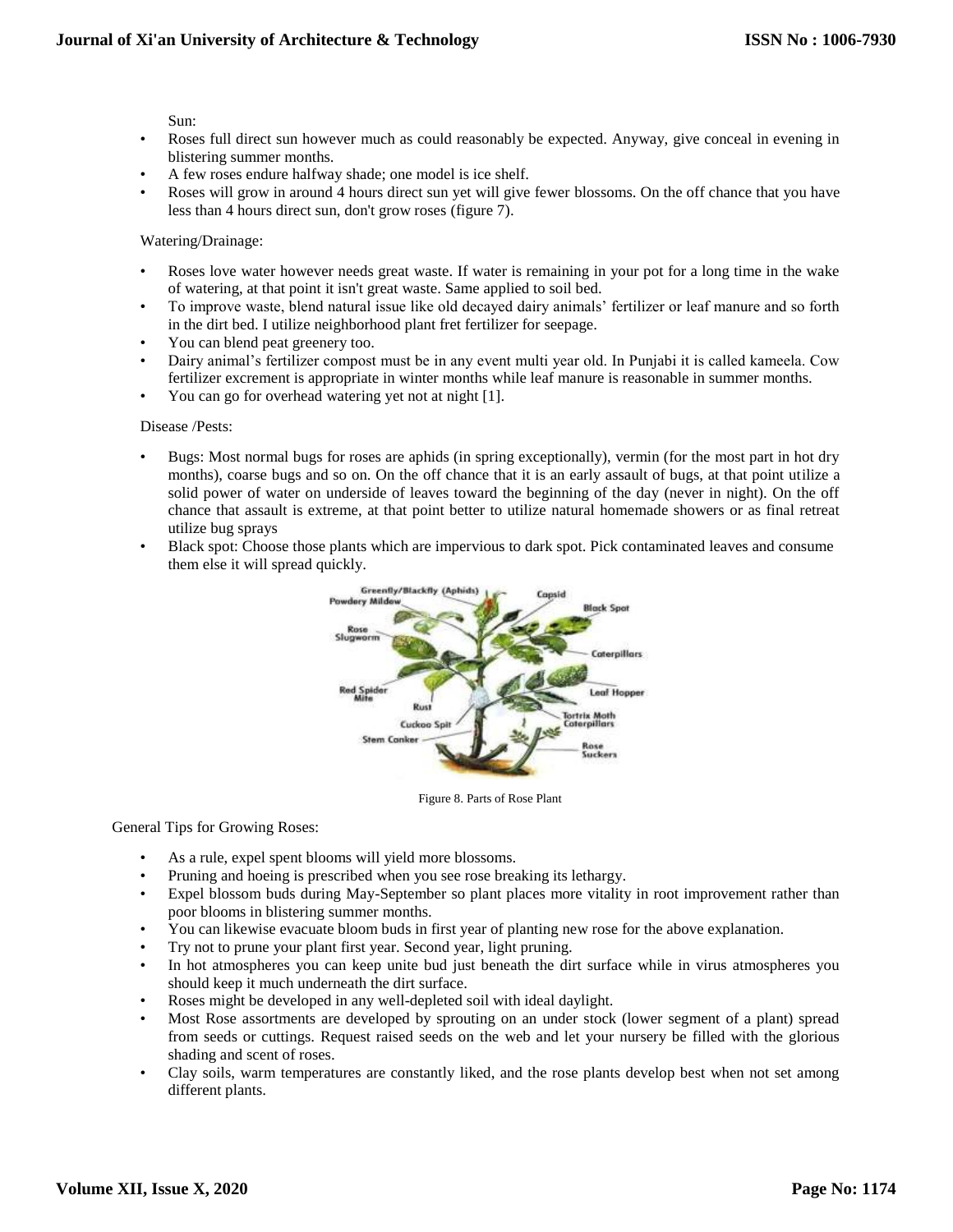Sun:

- Roses full direct sun however much as could reasonably be expected. Anyway, give conceal in evening in blistering summer months.
- A few roses endure halfway shade; one model is ice shelf.
- Roses will grow in around 4 hours direct sun yet will give fewer blossoms. On the off chance that you have less than 4 hours direct sun, don't grow roses (figure 7).

Watering/Drainage:

- Roses love water however needs great waste. If water is remaining in your pot for a long time in the wake of watering, at that point it isn't great waste. Same applied to soil bed.
- To improve waste, blend natural issue like old decayed dairy animals' fertilizer or leaf manure and so forth in the dirt bed. I utilize neighborhood plant fret fertilizer for seepage.
- You can blend peat greenery too.
- Dairy animal's fertilizer compost must be in any event multi year old. In Punjabi it is called kameela. Cow fertilizer excrement is appropriate in winter months while leaf manure is reasonable in summer months.
- You can go for overhead watering yet not at night [1].

Disease /Pests:

- Bugs: Most normal bugs for roses are aphids (in spring exceptionally), vermin (for the most part in hot dry months), coarse bugs and so on. On the off chance that it is an early assault of bugs, at that point utilize a solid power of water on underside of leaves toward the beginning of the day (never in night). On the off chance that assault is extreme, at that point better to utilize natural homemade showers or as final retreat utilize bug sprays
- Black spot: Choose those plants which are impervious to dark spot. Pick contaminated leaves and consume them else it will spread quickly.

Figure 8. Parts of Rose Plant

General Tips for Growing Roses:

- As a rule, expel spent blooms will yield more blossoms.
- Pruning and hoeing is prescribed when you see rose breaking its lethargy.
- Expel blossom buds during May-September so plant places more vitality in root improvement rather than poor blooms in blistering summer months.
- You can likewise evacuate bloom buds in first year of planting new rose for the above explanation.
- Try not to prune your plant first year. Second year, light pruning.
- In hot atmospheres you can keep unite bud just beneath the dirt surface while in virus atmospheres you should keep it much underneath the dirt surface.
- Roses might be developed in any well-depleted soil with ideal daylight.
- Most Rose assortments are developed by sprouting on an under stock (lower segment of a plant) spread from seeds or cuttings. Request raised seeds on the web and let your nursery be filled with the glorious shading and scent of roses.
- Clay soils, warm temperatures are constantly liked, and the rose plants develop best when not set among different plants.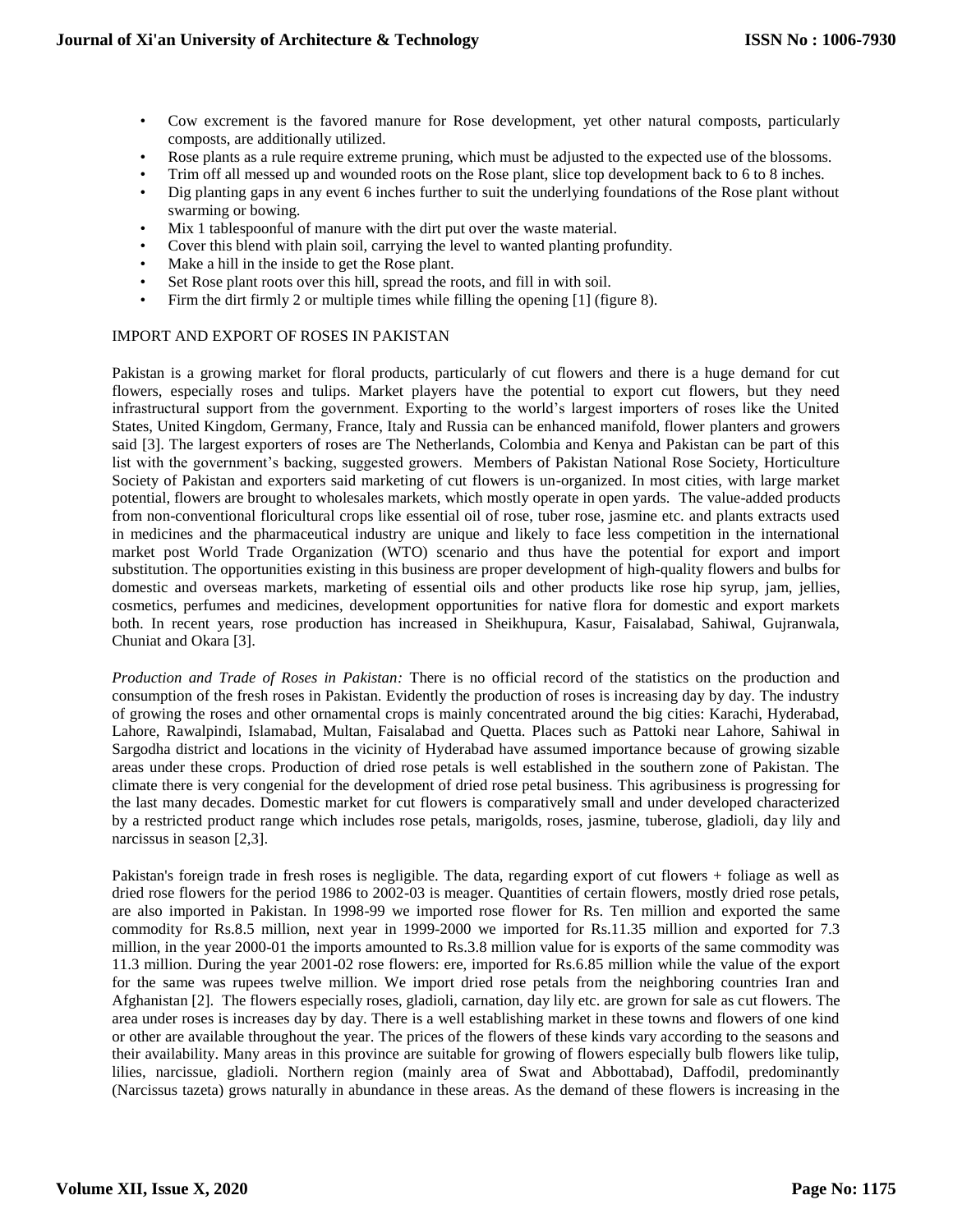- Cow excrement is the favored manure for Rose development, yet other natural composts, particularly composts, are additionally utilized.
- Rose plants as a rule require extreme pruning, which must be adjusted to the expected use of the blossoms.
- Trim off all messed up and wounded roots on the Rose plant, slice top development back to 6 to 8 inches.
- Dig planting gaps in any event 6 inches further to suit the underlying foundations of the Rose plant without swarming or bowing.
- Mix 1 tablespoonful of manure with the dirt put over the waste material.
- Cover this blend with plain soil, carrying the level to wanted planting profundity.
- Make a hill in the inside to get the Rose plant.
- Set Rose plant roots over this hill, spread the roots, and fill in with soil.
- Firm the dirt firmly 2 or multiple times while filling the opening [1] (figure 8).

## IMPORT AND EXPORT OF ROSES IN PAKISTAN

Pakistan is a growing market for floral products, particularly of cut flowers and there is a huge demand for cut flowers, especially roses and tulips. Market players have the potential to export cut flowers, but they need infrastructural support from the government. Exporting to the world's largest importers of roses like the United States, United Kingdom, Germany, France, Italy and Russia can be enhanced manifold, flower planters and growers said [3]. The largest exporters of roses are The Netherlands, Colombia and Kenya and Pakistan can be part of this list with the government's backing, suggested growers. Members of Pakistan National Rose Society, Horticulture Society of Pakistan and exporters said marketing of cut flowers is un-organized. In most cities, with large market potential, flowers are brought to wholesales markets, which mostly operate in open yards. The value-added products from non-conventional floricultural crops like essential oil of rose, tuber rose, jasmine etc. and plants extracts used in medicines and the pharmaceutical industry are unique and likely to face less competition in the international market post World Trade Organization (WTO) scenario and thus have the potential for export and import substitution. The opportunities existing in this business are proper development of high-quality flowers and bulbs for domestic and overseas markets, marketing of essential oils and other products like rose hip syrup, jam, jellies, cosmetics, perfumes and medicines, development opportunities for native flora for domestic and export markets both. In recent years, rose production has increased in Sheikhupura, Kasur, Faisalabad, Sahiwal, Gujranwala, Chuniat and Okara [3].

*Production and Trade of Roses in Pakistan:* There is no official record of the statistics on the production and consumption of the fresh roses in Pakistan. Evidently the production of roses is increasing day by day. The industry of growing the roses and other ornamental crops is mainly concentrated around the big cities: Karachi, Hyderabad, Lahore, Rawalpindi, Islamabad, Multan, Faisalabad and Quetta. Places such as Pattoki near Lahore, Sahiwal in Sargodha district and locations in the vicinity of Hyderabad have assumed importance because of growing sizable areas under these crops. Production of dried rose petals is well established in the southern zone of Pakistan. The climate there is very congenial for the development of dried rose petal business. This agribusiness is progressing for the last many decades. Domestic market for cut flowers is comparatively small and under developed characterized by a restricted product range which includes rose petals, marigolds, roses, jasmine, tuberose, gladioli, day lily and narcissus in season [2,3].

Pakistan's foreign trade in fresh roses is negligible. The data, regarding export of cut flowers + foliage as well as dried rose flowers for the period 1986 to 2002-03 is meager. Quantities of certain flowers, mostly dried rose petals, are also imported in Pakistan. In 1998-99 we imported rose flower for Rs. Ten million and exported the same commodity for Rs.8.5 million, next year in 1999-2000 we imported for Rs.11.35 million and exported for 7.3 million, in the year 2000-01 the imports amounted to Rs.3.8 million value for is exports of the same commodity was 11.3 million. During the year 2001-02 rose flowers: ere, imported for Rs.6.85 million while the value of the export for the same was rupees twelve million. We import dried rose petals from the neighboring countries Iran and Afghanistan [2]. The flowers especially roses, gladioli, carnation, day lily etc. are grown for sale as cut flowers. The area under roses is increases day by day. There is a well establishing market in these towns and flowers of one kind or other are available throughout the year. The prices of the flowers of these kinds vary according to the seasons and their availability. Many areas in this province are suitable for growing of flowers especially bulb flowers like tulip, lilies, narcissue, gladioli. Northern region (mainly area of Swat and Abbottabad), Daffodil, predominantly (Narcissus tazeta) grows naturally in abundance in these areas. As the demand of these flowers is increasing in the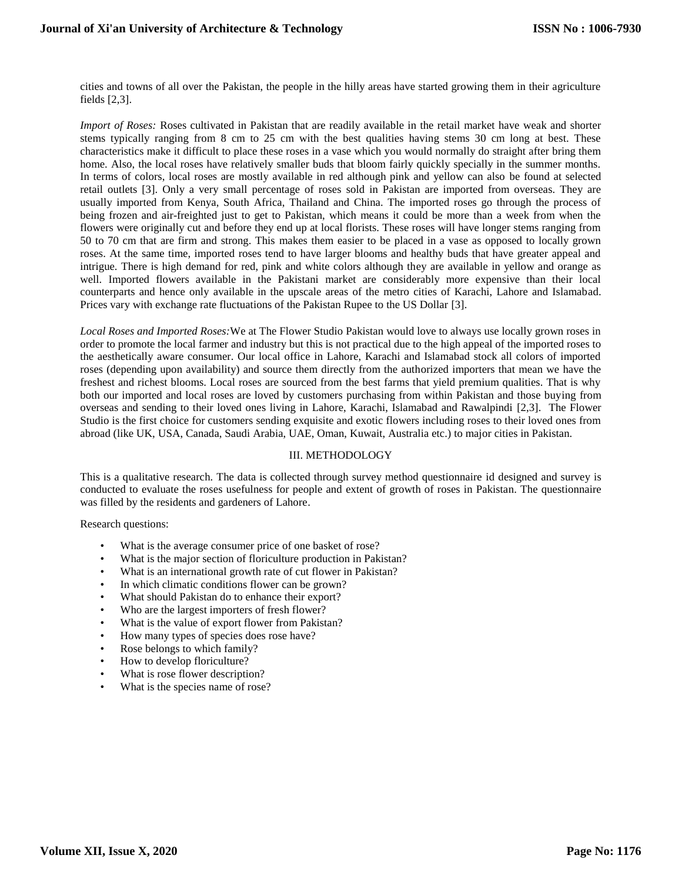cities and towns of all over the Pakistan, the people in the hilly areas have started growing them in their agriculture fields [2,3].

*Import of Roses:* Roses cultivated in Pakistan that are readily available in the retail market have weak and shorter stems typically ranging from 8 cm to 25 cm with the best qualities having stems 30 cm long at best. These characteristics make it difficult to place these roses in a vase which you would normally do straight after bring them home. Also, the local roses have relatively smaller buds that bloom fairly quickly specially in the summer months. In terms of colors, local roses are mostly available in red although pink and yellow can also be found at selected retail outlets [3]. Only a very small percentage of roses sold in Pakistan are imported from overseas. They are usually imported from Kenya, South Africa, Thailand and China. The imported roses go through the process of being frozen and air-freighted just to get to Pakistan, which means it could be more than a week from when the flowers were originally cut and before they end up at local florists. These roses will have longer stems ranging from 50 to 70 cm that are firm and strong. This makes them easier to be placed in a vase as opposed to locally grown roses. At the same time, imported roses tend to have larger blooms and healthy buds that have greater appeal and intrigue. There is high demand for red, pink and white colors although they are available in yellow and orange as well. Imported flowers available in the Pakistani market are considerably more expensive than their local counterparts and hence only available in the upscale areas of the metro cities of Karachi, Lahore and Islamabad. Prices vary with exchange rate fluctuations of the Pakistan Rupee to the US Dollar [3].

*Local Roses and Imported Roses:*We at The Flower Studio Pakistan would love to always use locally grown roses in order to promote the local farmer and industry but this is not practical due to the high appeal of the imported roses to the aesthetically aware consumer. Our local office in Lahore, Karachi and Islamabad stock all colors of imported roses (depending upon availability) and source them directly from the authorized importers that mean we have the freshest and richest blooms. Local roses are sourced from the best farms that yield premium qualities. That is why both our imported and local roses are loved by customers purchasing from within Pakistan and those buying from overseas and sending to their loved ones living in Lahore, Karachi, Islamabad and Rawalpindi [2,3]. The Flower Studio is the first choice for customers sending exquisite and exotic flowers including roses to their loved ones from abroad (like UK, USA, Canada, Saudi Arabia, UAE, Oman, Kuwait, Australia etc.) to major cities in Pakistan.

## III. METHODOLOGY

This is a qualitative research. The data is collected through survey method questionnaire id designed and survey is conducted to evaluate the roses usefulness for people and extent of growth of roses in Pakistan. The questionnaire was filled by the residents and gardeners of Lahore.

Research questions:

- What is the average consumer price of one basket of rose?
- What is the major section of floriculture production in Pakistan?
- What is an international growth rate of cut flower in Pakistan?
- In which climatic conditions flower can be grown?
- What should Pakistan do to enhance their export?
- Who are the largest importers of fresh flower?
- What is the value of export flower from Pakistan?
- How many types of species does rose have?
- Rose belongs to which family?
- How to develop floriculture?
- What is rose flower description?
- What is the species name of rose?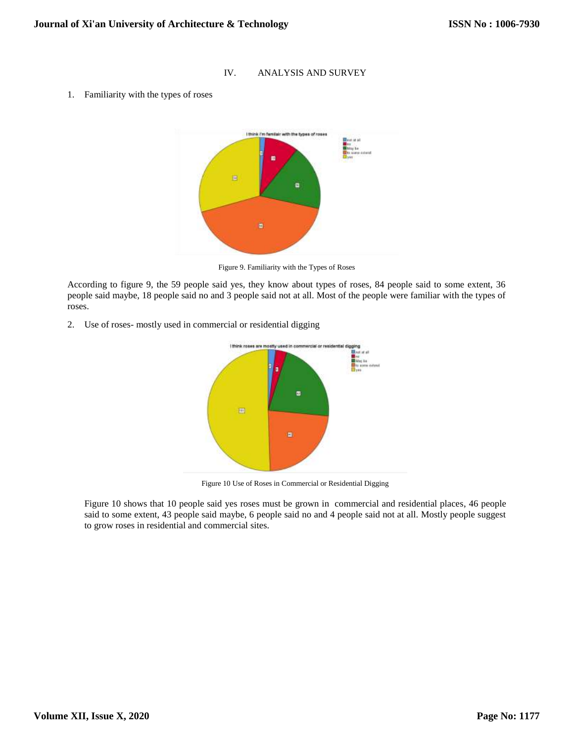## IV. ANALYSIS AND SURVEY

1. Familiarity with the types of roses

Figure 9. Familiarity with the Types of Roses

According to figure 9, the 59 people said yes, they know about types of roses, 84 people said to some extent, 36 people said maybe, 18 people said no and 3 people said not at all. Most of the people were familiar with the types of roses.

2. Use of roses- mostly used in commercial or residential digging

Figure 10 Use of Roses in Commercial or Residential Digging

Figure 10 shows that 10 people said yes roses must be grown in commercial and residential places, 46 people said to some extent, 43 people said maybe, 6 people said no and 4 people said not at all. Mostly people suggest to grow roses in residential and commercial sites.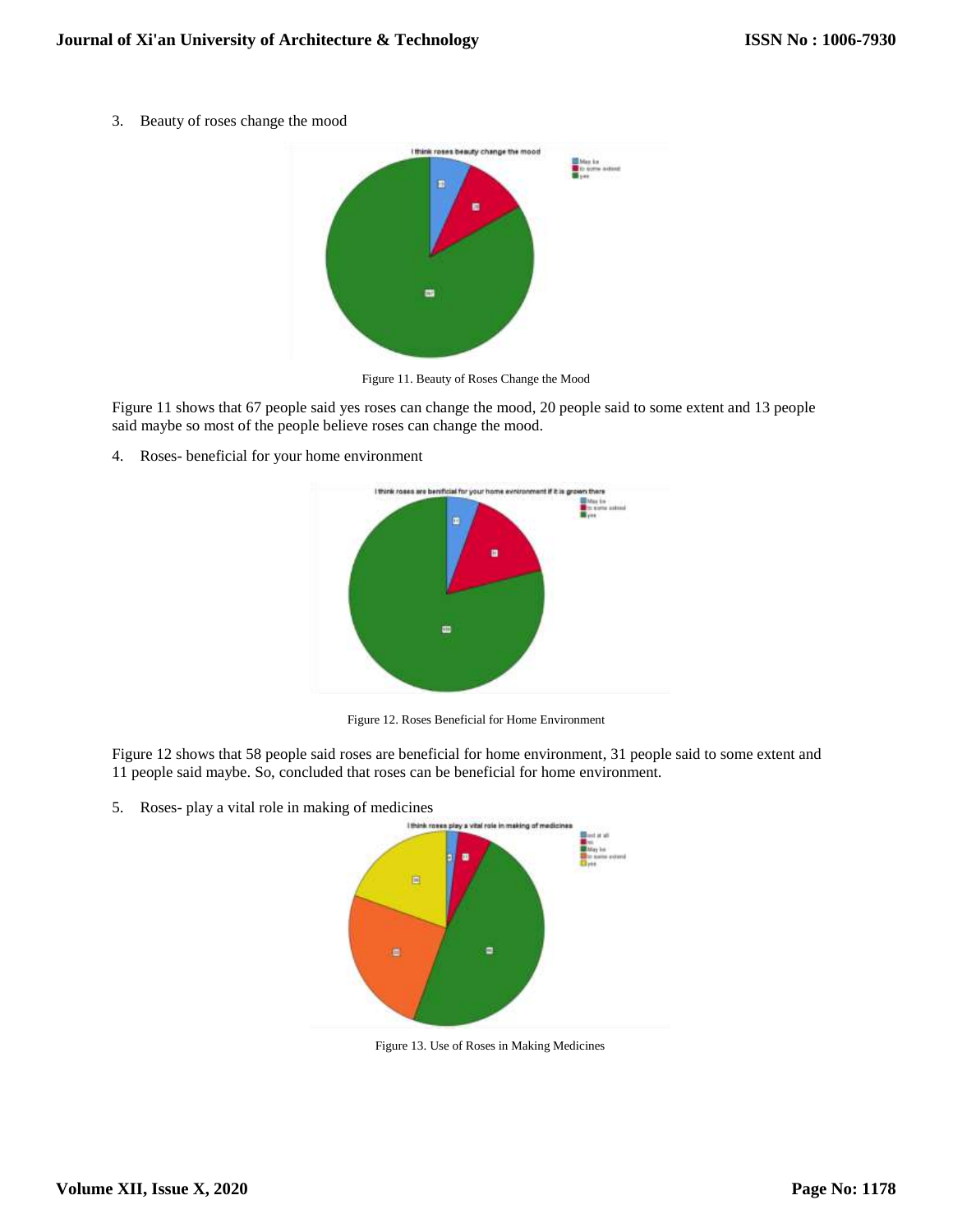3. Beauty of roses change the mood

Figure 11. Beauty of Roses Change the Mood

Figure 11 shows that 67 people said yes roses can change the mood, 20 people said to some extent and 13 people said maybe so most of the people believe roses can change the mood.

4. Roses- beneficial for your home environment

Figure 12. Roses Beneficial for Home Environment

Figure 12 shows that 58 people said roses are beneficial for home environment, 31 people said to some extent and 11 people said maybe. So, concluded that roses can be beneficial for home environment.

5. Roses- play a vital role in making of medicines

Figure 13. Use of Roses in Making Medicines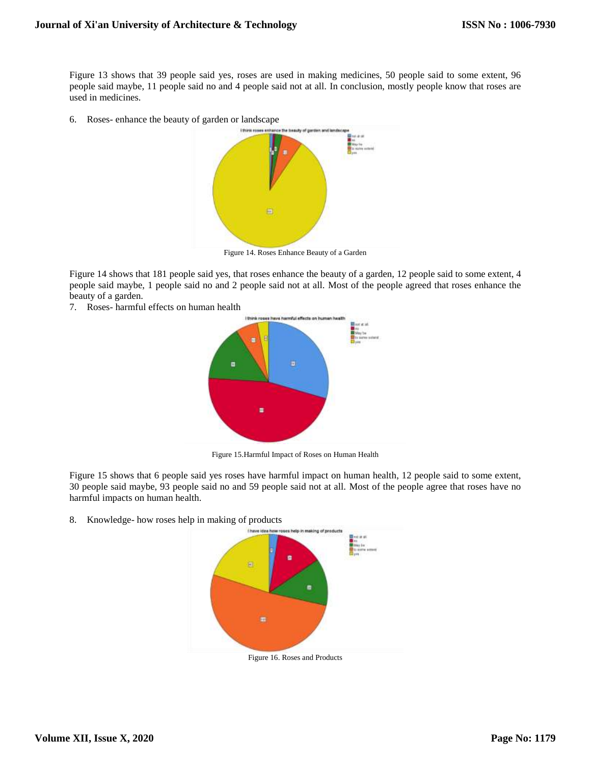Figure 13 shows that 39 people said yes, roses are used in making medicines, 50 people said to some extent, 96 people said maybe, 11 people said no and 4 people said not at all. In conclusion, mostly people know that roses are used in medicines.

6. Roses- enhance the beauty of garden or landscape

Figure 14. Roses Enhance Beauty of a Garden

Figure 14 shows that 181 people said yes, that roses enhance the beauty of a garden, 12 people said to some extent, 4 people said maybe, 1 people said no and 2 people said not at all. Most of the people agreed that roses enhance the beauty of a garden.

7. Roses- harmful effects on human health

Figure 15.Harmful Impact of Roses on Human Health

Figure 15 shows that 6 people said yes roses have harmful impact on human health, 12 people said to some extent, 30 people said maybe, 93 people said no and 59 people said not at all. Most of the people agree that roses have no harmful impacts on human health.

8. Knowledge- how roses help in making of products

Figure 16. Roses and Products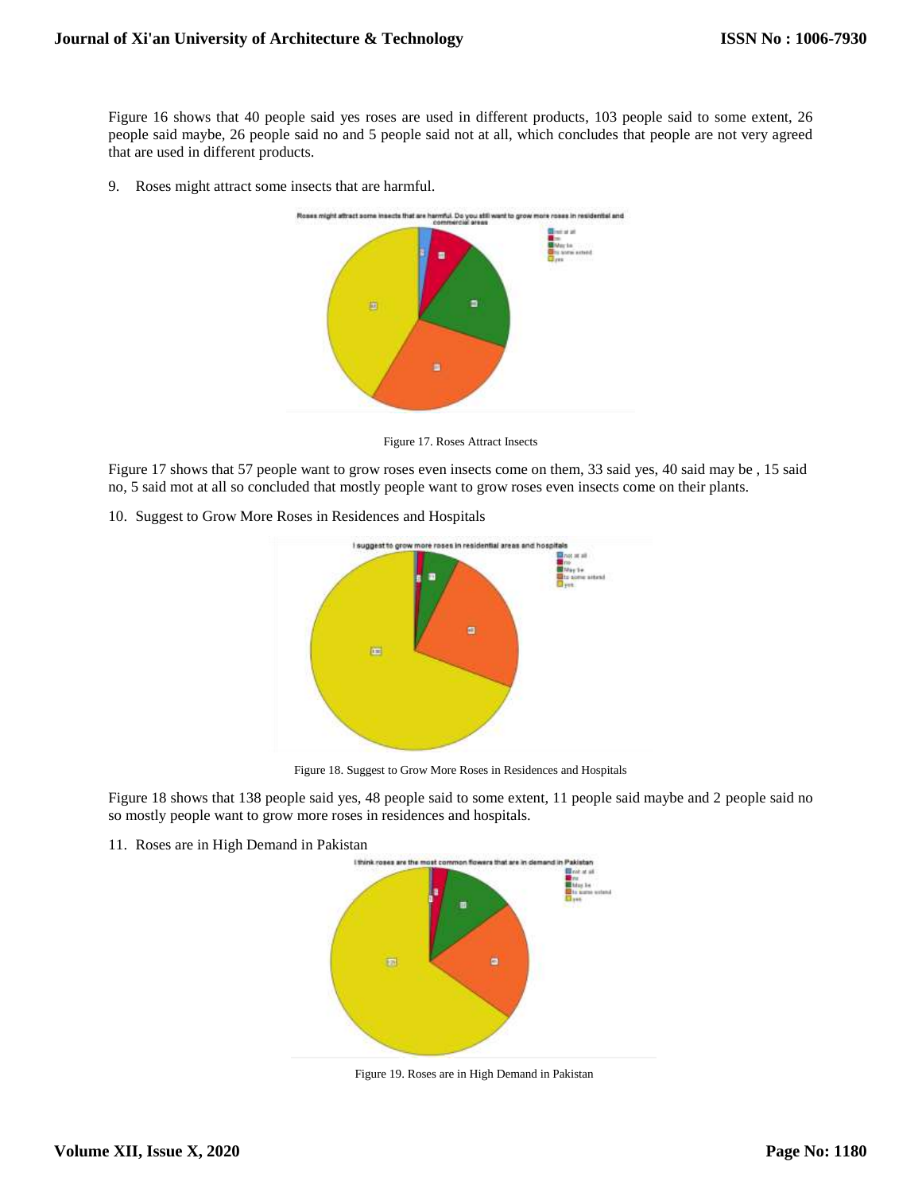Figure 16 shows that 40 people said yes roses are used in different products, 103 people said to some extent, 26 people said maybe, 26 people said no and 5 people said not at all, which concludes that people are not very agreed that are used in different products.

9. Roses might attract some insects that are harmful.

Figure 17. Roses Attract Insects

Figure 17 shows that 57 people want to grow roses even insects come on them, 33 said yes, 40 said may be , 15 said no, 5 said mot at all so concluded that mostly people want to grow roses even insects come on their plants.

10. Suggest to Grow More Roses in Residences and Hospitals

Figure 18. Suggest to Grow More Roses in Residences and Hospitals

Figure 18 shows that 138 people said yes, 48 people said to some extent, 11 people said maybe and 2 people said no so mostly people want to grow more roses in residences and hospitals.

11. Roses are in High Demand in Pakistan

Figure 19. Roses are in High Demand in Pakistan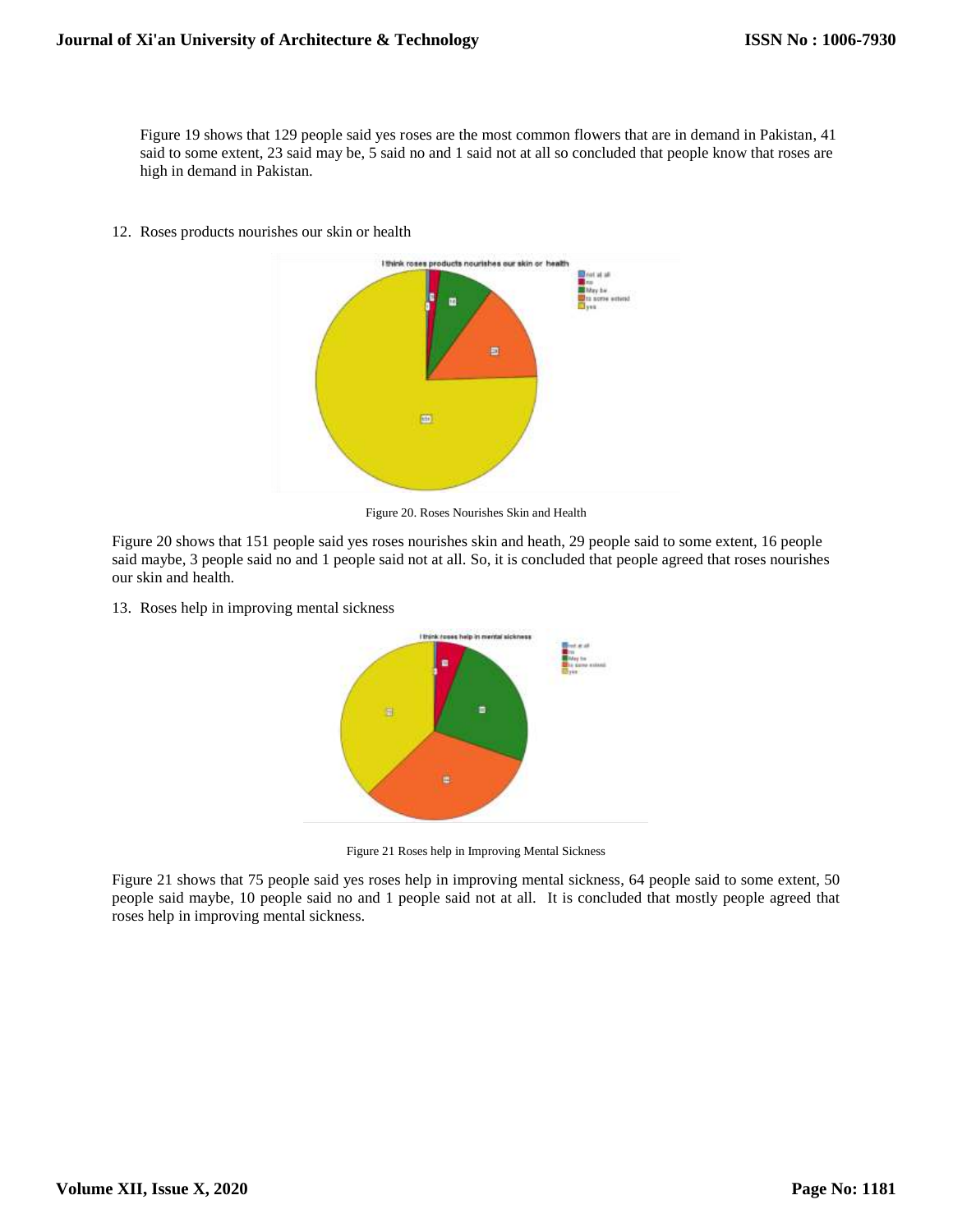Figure 19 shows that 129 people said yes roses are the most common flowers that are in demand in Pakistan, 41 said to some extent, 23 said may be, 5 said no and 1 said not at all so concluded that people know that roses are high in demand in Pakistan.

12. Roses products nourishes our skin or health

Figure 20. Roses Nourishes Skin and Health

Figure 20 shows that 151 people said yes roses nourishes skin and heath, 29 people said to some extent, 16 people said maybe, 3 people said no and 1 people said not at all. So, it is concluded that people agreed that roses nourishes our skin and health.

13. Roses help in improving mental sickness

Figure 21 Roses help in Improving Mental Sickness

Figure 21 shows that 75 people said yes roses help in improving mental sickness, 64 people said to some extent, 50 people said maybe, 10 people said no and 1 people said not at all. It is concluded that mostly people agreed that roses help in improving mental sickness.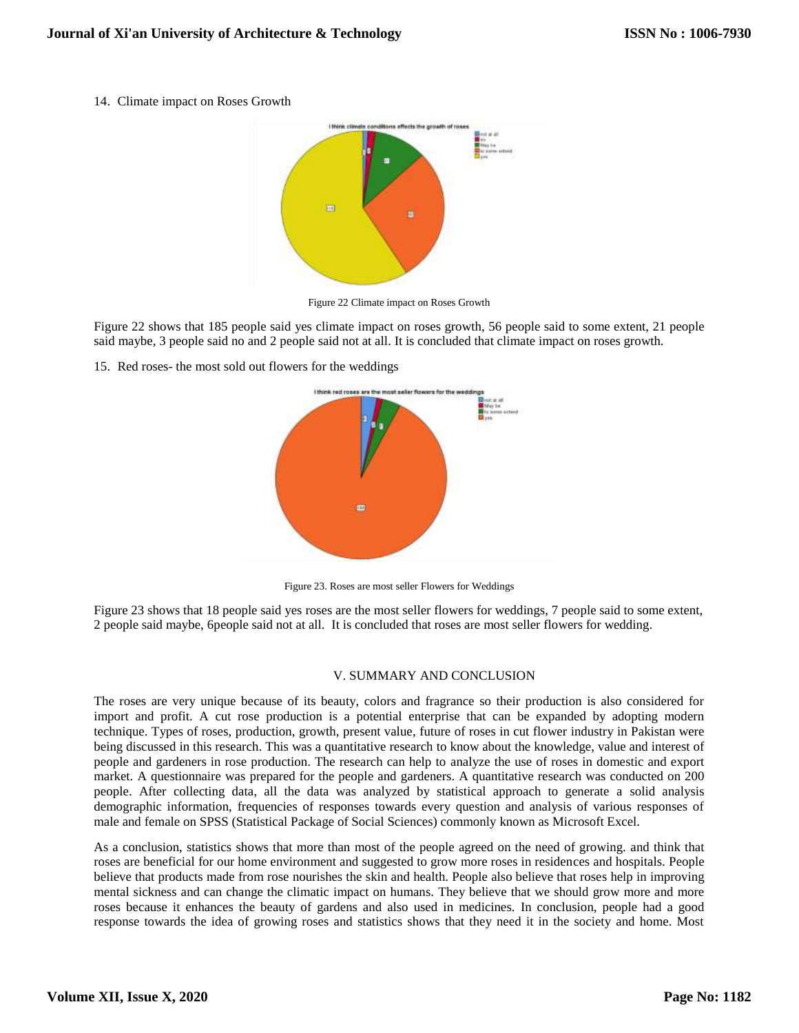14. Climate impact on Roses Growth

Figure 22 Climate impact on Roses Growth

Figure 22 shows that 185 people said yes climate impact on roses growth, 56 people said to some extent, 21 people said maybe, 3 people said no and 2 people said not at all. It is concluded that climate impact on roses growth.

15. Red roses- the most sold out flowers for the weddings

Figure 23. Roses are most seller Flowers for Weddings

Figure 23 shows that 18 people said yes roses are the most seller flowers for weddings, 7 people said to some extent, 2 people said maybe, 6people said not at all. It is concluded that roses are most seller flowers for wedding.

## V. SUMMARY AND CONCLUSION

The roses are very unique because of its beauty, colors and fragrance so their production is also considered for import and profit. A cut rose production is a potential enterprise that can be expanded by adopting modern technique. Types of roses, production, growth, present value, future of roses in cut flower industry in Pakistan were being discussed in this research. This was a quantitative research to know about the knowledge, value and interest of people and gardeners in rose production. The research can help to analyze the use of roses in domestic and export market. A questionnaire was prepared for the people and gardeners. A quantitative research was conducted on 200 people. After collecting data, all the data was analyzed by statistical approach to generate a solid analysis demographic information, frequencies of responses towards every question and analysis of various responses of male and female on SPSS (Statistical Package of Social Sciences) commonly known as Microsoft Excel.

As a conclusion, statistics shows that more than most of the people agreed on the need of growing. and think that roses are beneficial for our home environment and suggested to grow more roses in residences and hospitals. People believe that products made from rose nourishes the skin and health. People also believe that roses help in improving mental sickness and can change the climatic impact on humans. They believe that we should grow more and more roses because it enhances the beauty of gardens and also used in medicines. In conclusion, people had a good response towards the idea of growing roses and statistics shows that they need it in the society and home. Most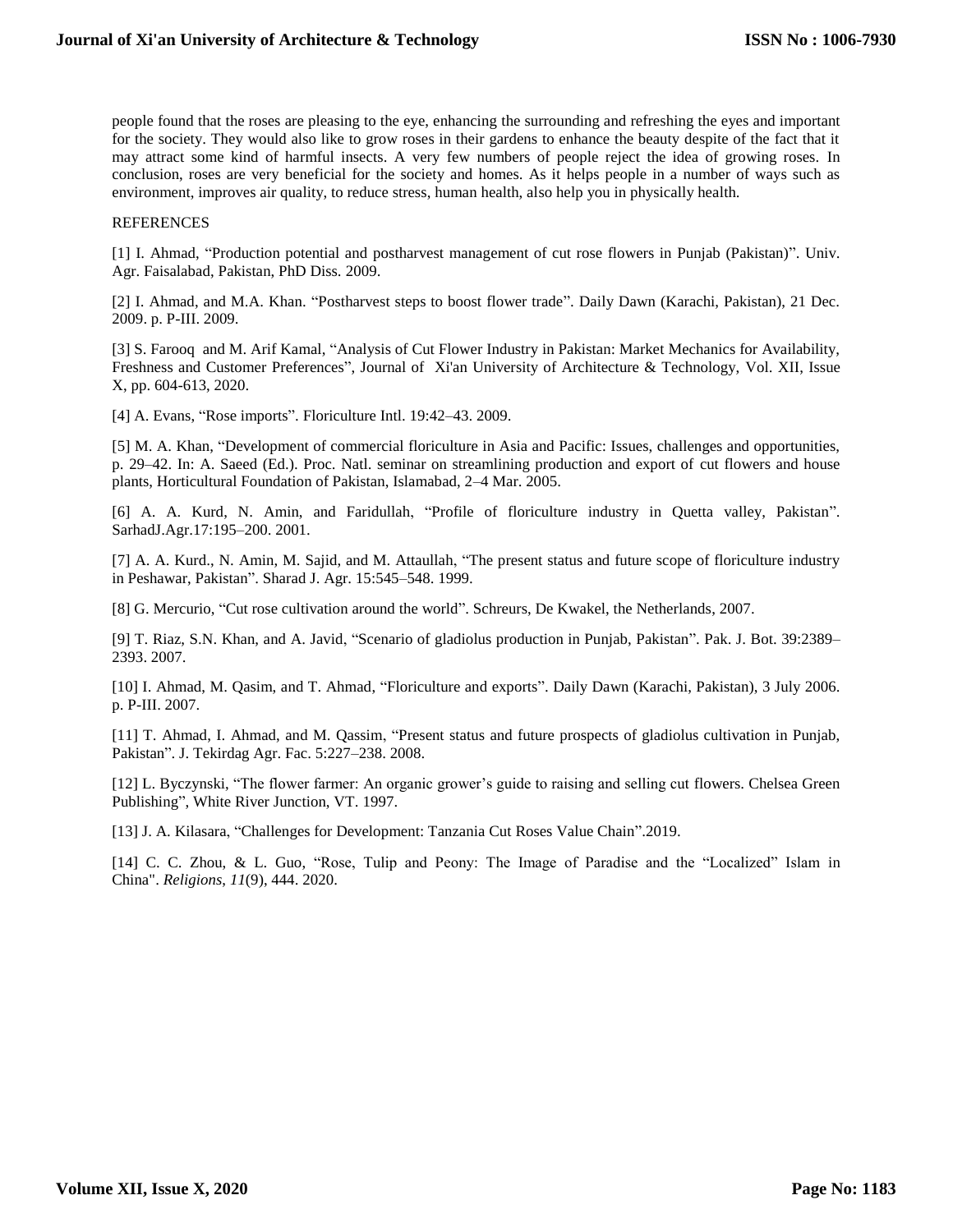people found that the roses are pleasing to the eye, enhancing the surrounding and refreshing the eyes and important for the society. They would also like to grow roses in their gardens to enhance the beauty despite of the fact that it may attract some kind of harmful insects. A very few numbers of people reject the idea of growing roses. In conclusion, roses are very beneficial for the society and homes. As it helps people in a number of ways such as environment, improves air quality, to reduce stress, human health, also help you in physically health.

REFERENCES

[1] I. Ahmad, "Production potential and postharvest management of cut rose flowers in Punjab (Pakistan)". Univ. Agr. Faisalabad, Pakistan, PhD Diss. 2009.

[2] I. Ahmad, and M.A. Khan. "Postharvest steps to boost flower trade". Daily Dawn (Karachi, Pakistan), 21 Dec. 2009. p. P-III. 2009.

[3] S. Farooq and M. Arif Kamal, "Analysis of Cut Flower Industry in Pakistan: Market Mechanics for Availability, Freshness and Customer Preferences", Journal of Xi'an University of Architecture & Technology, Vol. XII, Issue X, pp. 604-613, 2020.

[4] A. Evans, "Rose imports". Floriculture Intl. 19:42–43. 2009.

[5] M. A. Khan, "Development of commercial floriculture in Asia and Pacific: Issues, challenges and opportunities, p. 29–42. In: A. Saeed (Ed.). Proc. Natl. seminar on streamlining production and export of cut flowers and house plants, Horticultural Foundation of Pakistan, Islamabad, 2–4 Mar. 2005.

[6] A. A. Kurd, N. Amin, and Faridullah, "Profile of floriculture industry in Quetta valley, Pakistan". SarhadJ.Agr.17:195–200. 2001.

[7] A. A. Kurd., N. Amin, M. Sajid, and M. Attaullah, "The present status and future scope of floriculture industry in Peshawar, Pakistan". Sharad J. Agr. 15:545–548. 1999.

[8] G. Mercurio, "Cut rose cultivation around the world". Schreurs, De Kwakel, the Netherlands, 2007.

[9] T. Riaz, S.N. Khan, and A. Javid, "Scenario of gladiolus production in Punjab, Pakistan". Pak. J. Bot. 39:2389–2393. 2007.

[10] I. Ahmad, M. Qasim, and T. Ahmad, "Floriculture and exports". Daily Dawn (Karachi, Pakistan), 3 July 2006. p. P-III. 2007.

[11] T. Ahmad, I. Ahmad, and M. Qassim, "Present status and future prospects of gladiolus cultivation in Punjab, Pakistan". J. Tekirdag Agr. Fac. 5:227–238. 2008.

[12] L. Byczynski, "The flower farmer: An organic grower's guide to raising and selling cut flowers. Chelsea Green Publishing", White River Junction, VT. 1997.

[13] J. A. Kilasara, "Challenges for Development: Tanzania Cut Roses Value Chain".2019.

[14] C. C. Zhou, & L. Guo, "Rose, Tulip and Peony: The Image of Paradise and the "Localized" Islam in China". *Religions*, *11*(9), 444. 2020.